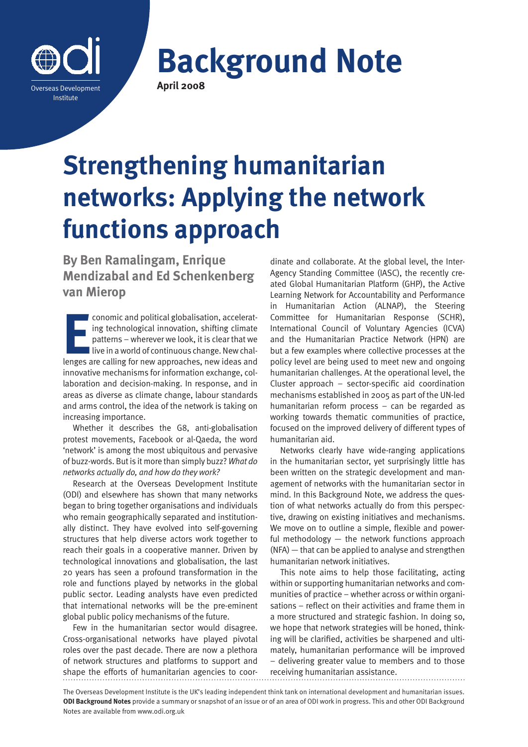Overseas Development Institute

# Background Note

**April 2008**

# Strengthening humanitarian networks: Applying the network functions approach

**By Ben Ramalingam, Enrique Mendizabal and Ed Schenkenberg van Mierop**

Economic and political globalisation, accelerating technological innovation, shifting climate patterns – wherever we look, it is clear that we live in a world of continuous change. New challenges are calling for new approaches, new ideas and innovative mechanisms for information exchange, collaboration and decision-making. In response, and in areas as diverse as climate change, labour standards and arms control, the idea of the network is taking on increasing importance.

Whether it describes the G8, anti-globalisation protest movements, Facebook or al-Qaeda, the word 'network' is among the most ubiquitous and pervasive of buzz-words. But is it more than simply buzz? *What do networks actually do, and how do they work?*

Research at the Overseas Development Institute (ODI) and elsewhere has shown that many networks began to bring together organisations and individuals who remain geographically separated and institutionally distinct. They have evolved into self-governing structures that help diverse actors work together to reach their goals in a cooperative manner. Driven by technological innovations and globalisation, the last 20 years has seen a profound transformation in the role and functions played by networks in the global public sector. Leading analysts have even predicted that international networks will be the pre-eminent global public policy mechanisms of the future.

Few in the humanitarian sector would disagree. Cross-organisational networks have played pivotal roles over the past decade. There are now a plethora of network structures and platforms to support and shape the efforts of humanitarian agencies to coordinate and collaborate. At the global level, the Inter-Agency Standing Committee (IASC), the recently created Global Humanitarian Platform (GHP), the Active Learning Network for Accountability and Performance in Humanitarian Action (ALNAP), the Steering Committee for Humanitarian Response (SCHR), International Council of Voluntary Agencies (ICVA) and the Humanitarian Practice Network (HPN) are but a few examples where collective processes at the policy level are being used to meet new and ongoing humanitarian challenges. At the operational level, the Cluster approach – sector-specific aid coordination mechanisms established in 2005 as part of the UN-led humanitarian reform process – can be regarded as working towards thematic communities of practice, focused on the improved delivery of different types of humanitarian aid.

Networks clearly have wide-ranging applications in the humanitarian sector, yet surprisingly little has been written on the strategic development and management of networks with the humanitarian sector in mind. In this Background Note, we address the question of what networks actually do from this perspective, drawing on existing initiatives and mechanisms. We move on to outline a simple, flexible and powerful methodology — the network functions approach (NFA) — that can be applied to analyse and strengthen humanitarian network initiatives.

This note aims to help those facilitating, acting within or supporting humanitarian networks and communities of practice – whether across or within organisations – reflect on their activities and frame them in a more structured and strategic fashion. In doing so, we hope that network strategies will be honed, thinking will be clarified, activities be sharpened and ultimately, humanitarian performance will be improved – delivering greater value to members and to those receiving humanitarian assistance.

The Overseas Development Institute is the UK's leading independent think tank on international development and humanitarian issues. **ODI Background Notes** provide a summary or snapshot of an issue or of an area of ODI work in progress. This and other ODI Background Notes are available from www.odi.org.uk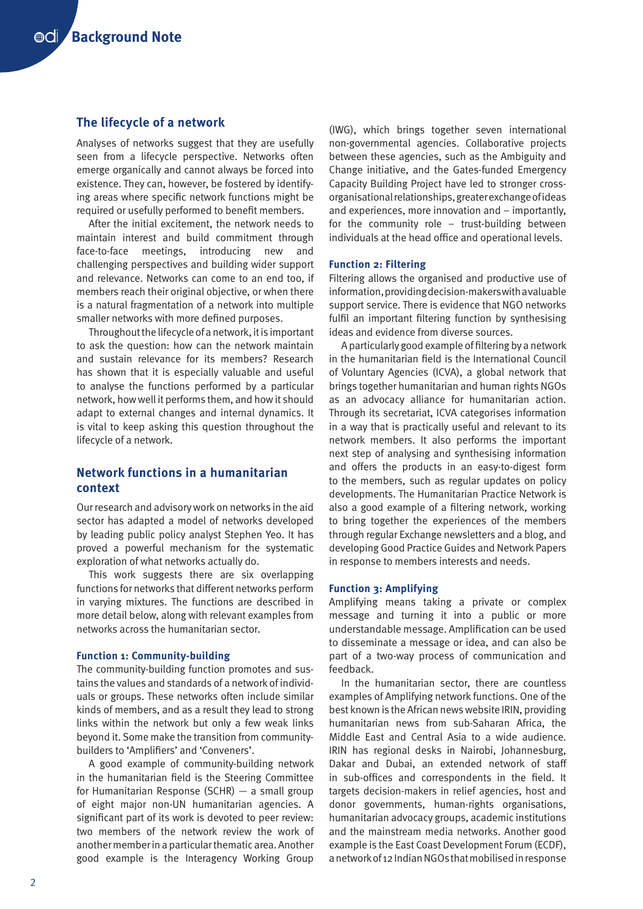## The lifecycle of a network

Analyses of networks suggest that they are usefully seen from a lifecycle perspective. Networks often emerge organically and cannot always be forced into existence. They can, however, be fostered by identifying areas where specific network functions might be required or usefully performed to benefit members.

After the initial excitement, the network needs to maintain interest and build commitment through face-to-face meetings, introducing new and challenging perspectives and building wider support and relevance. Networks can come to an end too, if members reach their original objective, or when there is a natural fragmentation of a network into multiple smaller networks with more defined purposes.

Throughout the lifecycle of a network, it is important to ask the question: how can the network maintain and sustain relevance for its members? Research has shown that it is especially valuable and useful to analyse the functions performed by a particular network, how well it performs them, and how it should adapt to external changes and internal dynamics. It is vital to keep asking this question throughout the lifecycle of a network.

## Network functions in a humanitarian context

Our research and advisory work on networks in the aid sector has adapted a model of networks developed by leading public policy analyst Stephen Yeo. It has proved a powerful mechanism for the systematic exploration of what networks actually do.

This work suggests there are six overlapping functions for networks that different networks perform in varying mixtures. The functions are described in more detail below, along with relevant examples from networks across the humanitarian sector.

### Function 1: Community-building

The community-building function promotes and sustains the values and standards of a network of individuals or groups. These networks often include similar kinds of members, and as a result they lead to strong links within the network but only a few weak links beyond it. Some make the transition from community-builders to 'Amplifiers' and 'Conveners'.

A good example of community-building network in the humanitarian field is the Steering Committee for Humanitarian Response (SCHR) — a small group of eight major non-UN humanitarian agencies. A significant part of its work is devoted to peer review: two members of the network review the work of another member in a particular thematic area. Another good example is the Interagency Working Group (IWG), which brings together seven international non-governmental agencies. Collaborative projects between these agencies, such as the Ambiguity and Change initiative, and the Gates-funded Emergency Capacity Building Project have led to stronger cross-organisational relationships, greater exchange of ideas and experiences, more innovation and – importantly, for the community role – trust-building between individuals at the head office and operational levels.

### Function 2: Filtering

Filtering allows the organised and productive use of information, providing decision-makers with a valuable support service. There is evidence that NGO networks fulfil an important filtering function by synthesising ideas and evidence from diverse sources.

A particularly good example of filtering by a network in the humanitarian field is the International Council of Voluntary Agencies (ICVA), a global network that brings together humanitarian and human rights NGOs as an advocacy alliance for humanitarian action. Through its secretariat, ICVA categorises information in a way that is practically useful and relevant to its network members. It also performs the important next step of analysing and synthesising information and offers the products in an easy-to-digest form to the members, such as regular updates on policy developments. The Humanitarian Practice Network is also a good example of a filtering network, working to bring together the experiences of the members through regular Exchange newsletters and a blog, and developing Good Practice Guides and Network Papers in response to members interests and needs.

### Function 3: Amplifying

Amplifying means taking a private or complex message and turning it into a public or more understandable message. Amplification can be used to disseminate a message or idea, and can also be part of a two-way process of communication and feedback.

In the humanitarian sector, there are countless examples of Amplifying network functions. One of the best known is the African news website IRIN, providing humanitarian news from sub-Saharan Africa, the Middle East and Central Asia to a wide audience. IRIN has regional desks in Nairobi, Johannesburg, Dakar and Dubai, an extended network of staff in sub-offices and correspondents in the field. It targets decision-makers in relief agencies, host and donor governments, human-rights organisations, humanitarian advocacy groups, academic institutions and the mainstream media networks. Another good example is the East Coast Development Forum (ECDF), a network of 12 Indian NGOs that mobilised in response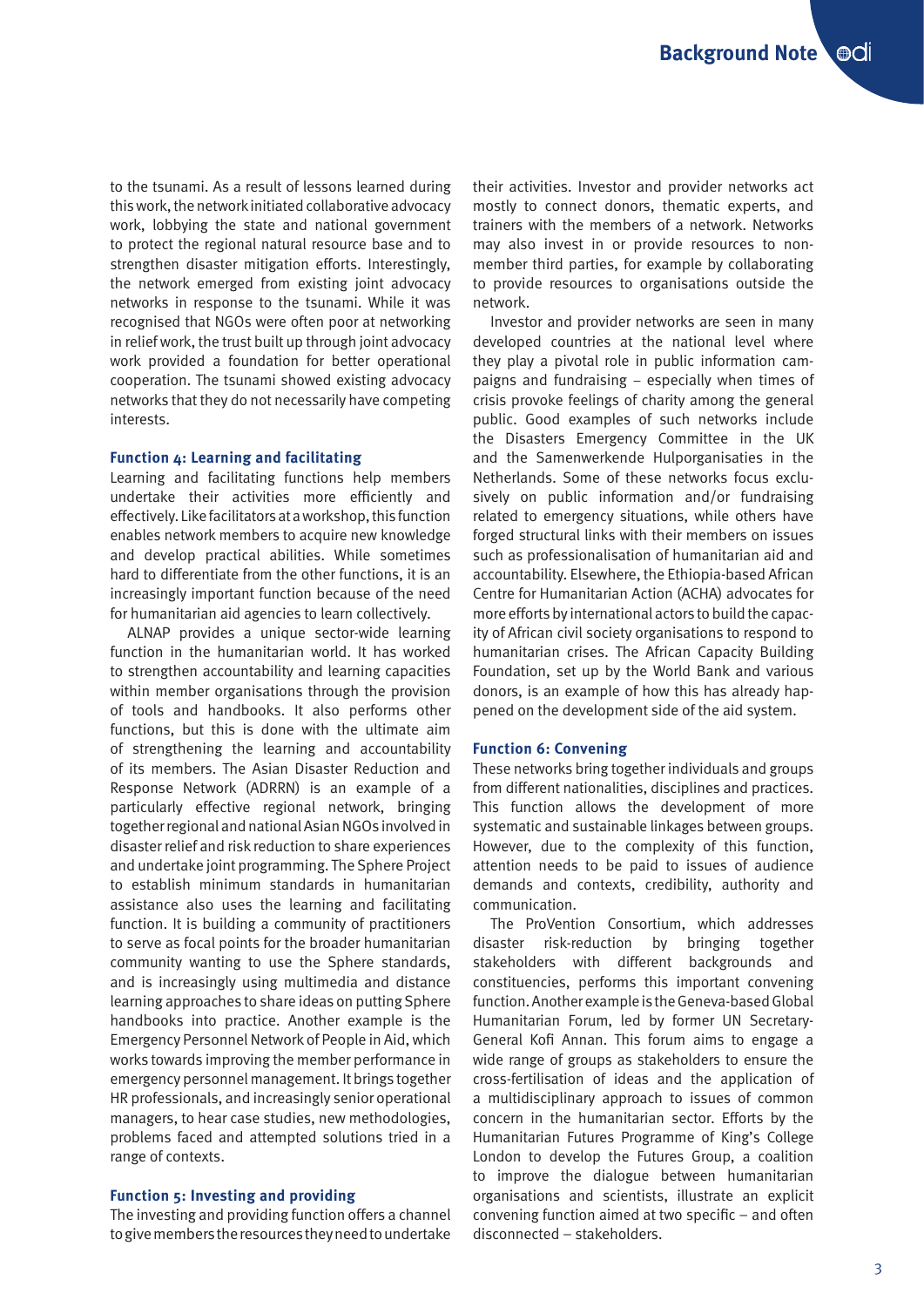to the tsunami. As a result of lessons learned during this work, the network initiated collaborative advocacy work, lobbying the state and national government to protect the regional natural resource base and to strengthen disaster mitigation efforts. Interestingly, the network emerged from existing joint advocacy networks in response to the tsunami. While it was recognised that NGOs were often poor at networking in relief work, the trust built up through joint advocacy work provided a foundation for better operational cooperation. The tsunami showed existing advocacy networks that they do not necessarily have competing interests.

### Function 4: Learning and facilitating

Learning and facilitating functions help members undertake their activities more efficiently and effectively. Like facilitators at a workshop, this function enables network members to acquire new knowledge and develop practical abilities. While sometimes hard to differentiate from the other functions, it is an increasingly important function because of the need for humanitarian aid agencies to learn collectively.

ALNAP provides a unique sector-wide learning function in the humanitarian world. It has worked to strengthen accountability and learning capacities within member organisations through the provision of tools and handbooks. It also performs other functions, but this is done with the ultimate aim of strengthening the learning and accountability of its members. The Asian Disaster Reduction and Response Network (ADRRN) is an example of a particularly effective regional network, bringing together regional and national Asian NGOs involved in disaster relief and risk reduction to share experiences and undertake joint programming. The Sphere Project to establish minimum standards in humanitarian assistance also uses the learning and facilitating function. It is building a community of practitioners to serve as focal points for the broader humanitarian community wanting to use the Sphere standards, and is increasingly using multimedia and distance learning approaches to share ideas on putting Sphere handbooks into practice. Another example is the Emergency Personnel Network of People in Aid, which works towards improving the member performance in emergency personnel management. It brings together HR professionals, and increasingly senior operational managers, to hear case studies, new methodologies, problems faced and attempted solutions tried in a range of contexts.

### Function 5: Investing and providing

The investing and providing function offers a channel to give members the resources they need to undertake their activities. Investor and provider networks act mostly to connect donors, thematic experts, and trainers with the members of a network. Networks may also invest in or provide resources to non-member third parties, for example by collaborating to provide resources to organisations outside the network.

Investor and provider networks are seen in many developed countries at the national level where they play a pivotal role in public information campaigns and fundraising – especially when times of crisis provoke feelings of charity among the general public. Good examples of such networks include the Disasters Emergency Committee in the UK and the Samenwerkende Hulporganisaties in the Netherlands. Some of these networks focus exclusively on public information and/or fundraising related to emergency situations, while others have forged structural links with their members on issues such as professionalisation of humanitarian aid and accountability. Elsewhere, the Ethiopia-based African Centre for Humanitarian Action (ACHA) advocates for more efforts by international actors to build the capacity of African civil society organisations to respond to humanitarian crises. The African Capacity Building Foundation, set up by the World Bank and various donors, is an example of how this has already happened on the development side of the aid system.

### Function 6: Convening

These networks bring together individuals and groups from different nationalities, disciplines and practices. This function allows the development of more systematic and sustainable linkages between groups. However, due to the complexity of this function, attention needs to be paid to issues of audience demands and contexts, credibility, authority and communication.

The ProVention Consortium, which addresses disaster risk-reduction by bringing together stakeholders with different backgrounds and constituencies, performs this important convening function. Another example is the Geneva-based Global Humanitarian Forum, led by former UN Secretary-General Kofi Annan. This forum aims to engage a wide range of groups as stakeholders to ensure the cross-fertilisation of ideas and the application of a multidisciplinary approach to issues of common concern in the humanitarian sector. Efforts by the Humanitarian Futures Programme of King's College London to develop the Futures Group, a coalition to improve the dialogue between humanitarian organisations and scientists, illustrate an explicit convening function aimed at two specific – and often disconnected – stakeholders.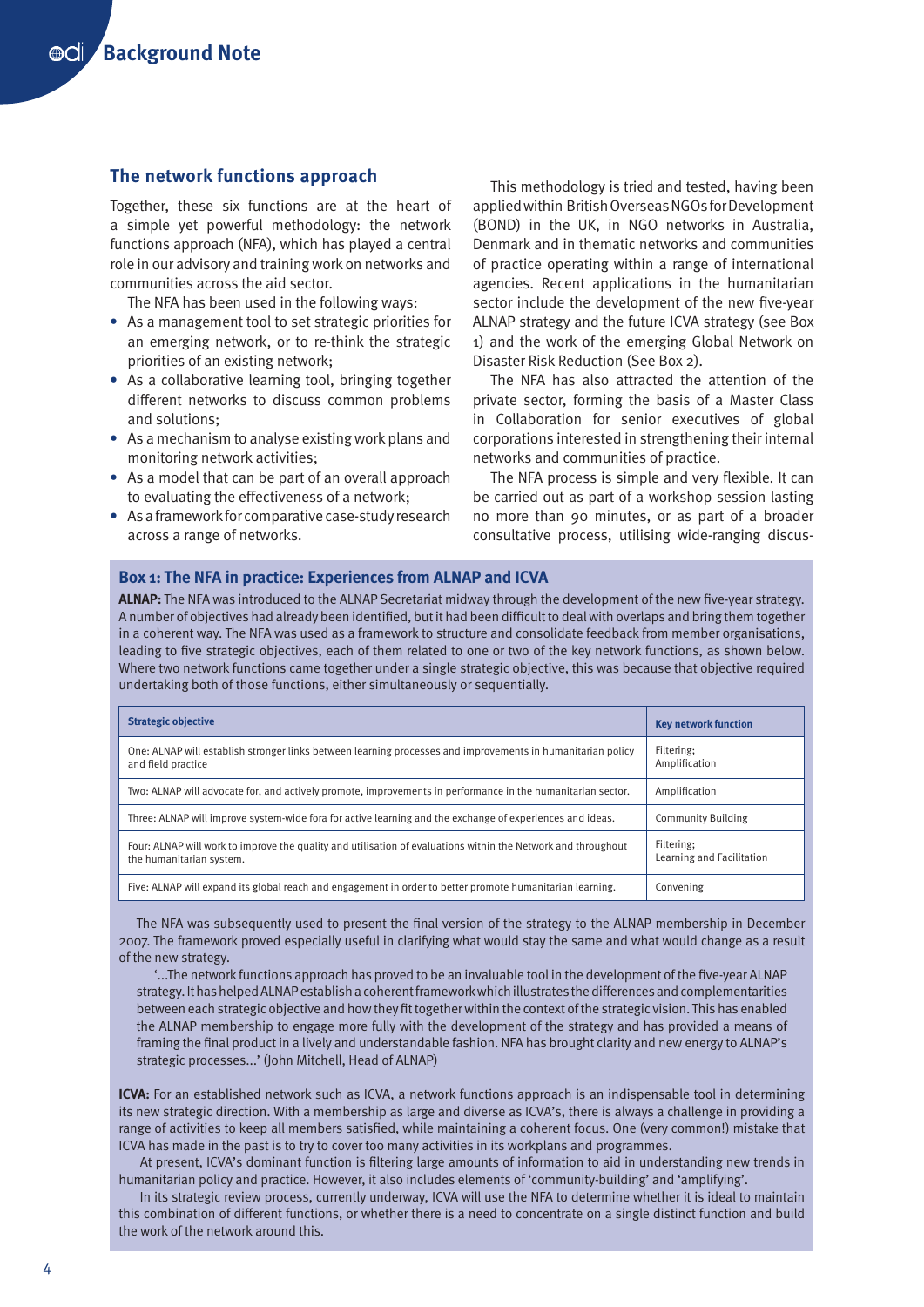## The network functions approach

Together, these six functions are at the heart of a simple yet powerful methodology: the network functions approach (NFA), which has played a central role in our advisory and training work on networks and communities across the aid sector.

The NFA has been used in the following ways:

- As a management tool to set strategic priorities for an emerging network, or to re-think the strategic priorities of an existing network;
- As a collaborative learning tool, bringing together different networks to discuss common problems and solutions;
- As a mechanism to analyse existing work plans and monitoring network activities;
- As a model that can be part of an overall approach to evaluating the effectiveness of a network;
- As a framework for comparative case-study research across a range of networks.

This methodology is tried and tested, having been applied within British Overseas NGOs for Development (BOND) in the UK, in NGO networks in Australia, Denmark and in thematic networks and communities of practice operating within a range of international agencies. Recent applications in the humanitarian sector include the development of the new five-year ALNAP strategy and the future ICVA strategy (see Box 1) and the work of the emerging Global Network on Disaster Risk Reduction (See Box 2).

The NFA has also attracted the attention of the private sector, forming the basis of a Master Class in Collaboration for senior executives of global corporations interested in strengthening their internal networks and communities of practice.

The NFA process is simple and very flexible. It can be carried out as part of a workshop session lasting no more than 90 minutes, or as part of a broader consultative process, utilising wide-ranging discus-

### Box 1: The NFA in practice: Experiences from ALNAP and ICVA

**ALNAP:** The NFA was introduced to the ALNAP Secretariat midway through the development of the new five-year strategy. A number of objectives had already been identified, but it had been difficult to deal with overlaps and bring them together in a coherent way. The NFA was used as a framework to structure and consolidate feedback from member organisations, leading to five strategic objectives, each of them related to one or two of the key network functions, as shown below. Where two network functions came together under a single strategic objective, this was because that objective required undertaking both of those functions, either simultaneously or sequentially.

| Strategic objective | Key network function |
|---|---|
| One: ALNAP will establish stronger links between learning processes and improvements in humanitarian policy and field practice | Filtering; Amplification |
| Two: ALNAP will advocate for, and actively promote, improvements in performance in the humanitarian sector. | Amplification |
| Three: ALNAP will improve system-wide fora for active learning and the exchange of experiences and ideas. | Community Building |
| Four: ALNAP will work to improve the quality and utilisation of evaluations within the Network and throughout the humanitarian system. | Filtering; Learning and Facilitation |
| Five: ALNAP will expand its global reach and engagement in order to better promote humanitarian learning. | Convening |

The NFA was subsequently used to present the final version of the strategy to the ALNAP membership in December 2007. The framework proved especially useful in clarifying what would stay the same and what would change as a result of the new strategy.

> '...The network functions approach has proved to be an invaluable tool in the development of the five-year ALNAP strategy. It has helped ALNAP establish a coherent framework which illustrates the differences and complementarities between each strategic objective and how they fit together within the context of the strategic vision. This has enabled the ALNAP membership to engage more fully with the development of the strategy and has provided a means of framing the final product in a lively and understandable fashion. NFA has brought clarity and new energy to ALNAP's strategic processes...' (John Mitchell, Head of ALNAP)

**ICVA:** For an established network such as ICVA, a network functions approach is an indispensable tool in determining its new strategic direction. With a membership as large and diverse as ICVA's, there is always a challenge in providing a range of activities to keep all members satisfied, while maintaining a coherent focus. One (very common!) mistake that ICVA has made in the past is to try to cover too many activities in its workplans and programmes.

At present, ICVA's dominant function is filtering large amounts of information to aid in understanding new trends in humanitarian policy and practice. However, it also includes elements of 'community-building' and 'amplifying'.

In its strategic review process, currently underway, ICVA will use the NFA to determine whether it is ideal to maintain this combination of different functions, or whether there is a need to concentrate on a single distinct function and build the work of the network around this.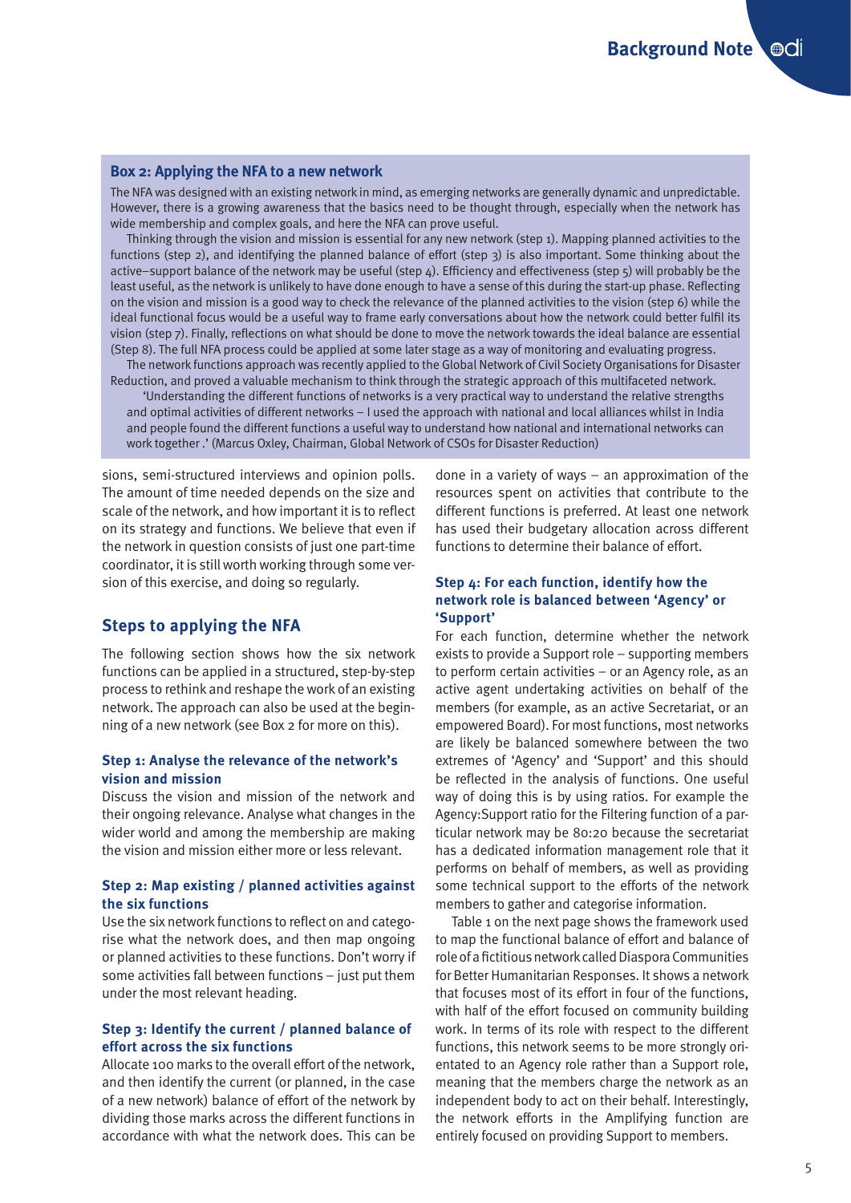### Box 2: Applying the NFA to a new network

The NFA was designed with an existing network in mind, as emerging networks are generally dynamic and unpredictable. However, there is a growing awareness that the basics need to be thought through, especially when the network has wide membership and complex goals, and here the NFA can prove useful.

Thinking through the vision and mission is essential for any new network (step 1). Mapping planned activities to the functions (step 2), and identifying the planned balance of effort (step 3) is also important. Some thinking about the active–support balance of the network may be useful (step 4). Efficiency and effectiveness (step 5) will probably be the least useful, as the network is unlikely to have done enough to have a sense of this during the start-up phase. Reflecting on the vision and mission is a good way to check the relevance of the planned activities to the vision (step 6) while the ideal functional focus would be a useful way to frame early conversations about how the network could better fulfil its vision (step 7). Finally, reflections on what should be done to move the network towards the ideal balance are essential (Step 8). The full NFA process could be applied at some later stage as a way of monitoring and evaluating progress.

The network functions approach was recently applied to the Global Network of Civil Society Organisations for Disaster Reduction, and proved a valuable mechanism to think through the strategic approach of this multifaceted network.

> 'Understanding the different functions of networks is a very practical way to understand the relative strengths and optimal activities of different networks – I used the approach with national and local alliances whilst in India and people found the different functions a useful way to understand how national and international networks can work together.' (Marcus Oxley, Chairman, Global Network of CSOs for Disaster Reduction)

sions, semi-structured interviews and opinion polls. The amount of time needed depends on the size and scale of the network, and how important it is to reflect on its strategy and functions. We believe that even if the network in question consists of just one part-time coordinator, it is still worth working through some version of this exercise, and doing so regularly.

## Steps to applying the NFA

The following section shows how the six network functions can be applied in a structured, step-by-step process to rethink and reshape the work of an existing network. The approach can also be used at the beginning of a new network (see Box 2 for more on this).

### Step 1: Analyse the relevance of the network's vision and mission

Discuss the vision and mission of the network and their ongoing relevance. Analyse what changes in the wider world and among the membership are making the vision and mission either more or less relevant.

### Step 2: Map existing / planned activities against the six functions

Use the six network functions to reflect on and categorise what the network does, and then map ongoing or planned activities to these functions. Don't worry if some activities fall between functions – just put them under the most relevant heading.

### Step 3: Identify the current / planned balance of effort across the six functions

Allocate 100 marks to the overall effort of the network, and then identify the current (or planned, in the case of a new network) balance of effort of the network by dividing those marks across the different functions in accordance with what the network does. This can be done in a variety of ways – an approximation of the resources spent on activities that contribute to the different functions is preferred. At least one network has used their budgetary allocation across different functions to determine their balance of effort.

### Step 4: For each function, identify how the network role is balanced between 'Agency' or 'Support'

For each function, determine whether the network exists to provide a Support role – supporting members to perform certain activities – or an Agency role, as an active agent undertaking activities on behalf of the members (for example, as an active Secretariat, or an empowered Board). For most functions, most networks are likely be balanced somewhere between the two extremes of 'Agency' and 'Support' and this should be reflected in the analysis of functions. One useful way of doing this is by using ratios. For example the Agency:Support ratio for the Filtering function of a particular network may be 80:20 because the secretariat has a dedicated information management role that it performs on behalf of members, as well as providing some technical support to the efforts of the network members to gather and categorise information.

Table 1 on the next page shows the framework used to map the functional balance of effort and balance of role of a fictitious network called Diaspora Communities for Better Humanitarian Responses. It shows a network that focuses most of its effort in four of the functions, with half of the effort focused on community building work. In terms of its role with respect to the different functions, this network seems to be more strongly orientated to an Agency role rather than a Support role, meaning that the members charge the network as an independent body to act on their behalf. Interestingly, the network efforts in the Amplifying function are entirely focused on providing Support to members.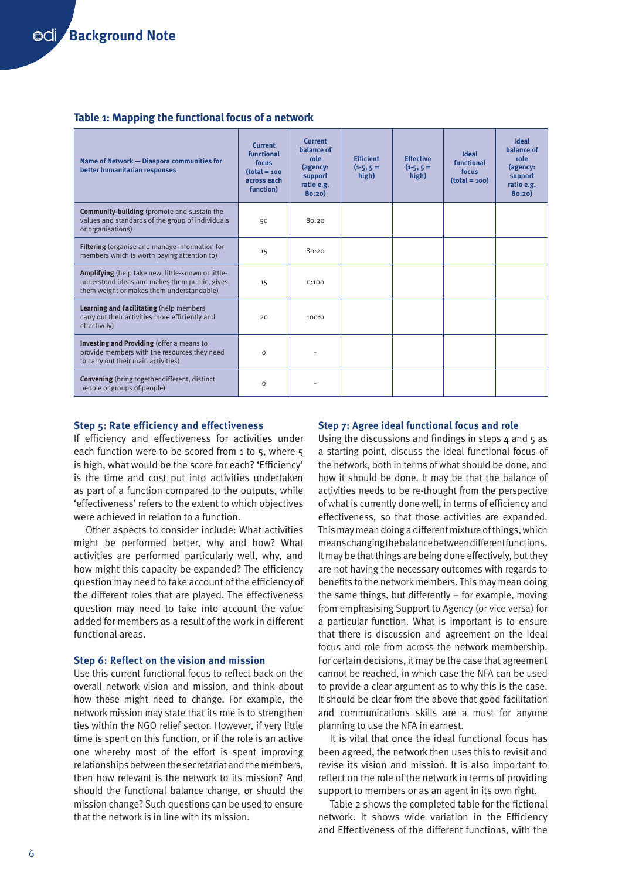### Table 1: Mapping the functional focus of a network

| Name of Network — Diaspora communities for better humanitarian responses | Current functional focus (total = 100 across each function) | Current balance of role (agency: support ratio e.g. 80:20) | Efficient (1-5, 5 = high) | Effective (1-5, 5 = high) | Ideal functional focus (total = 100) | Ideal balance of role (agency: support ratio e.g. 80:20) |
|---|---|---|---|---|---|---|
| **Community-building** (promote and sustain the values and standards of the group of individuals or organisations) | 50 | 80:20 | | | | |
| **Filtering** (organise and manage information for members which is worth paying attention to) | 15 | 80:20 | | | | |
| **Amplifying** (help take new, little-known or little-understood ideas and makes them public, gives them weight or makes them understandable) | 15 | 0:100 | | | | |
| **Learning and Facilitating** (help members carry out their activities more efficiently and effectively) | 20 | 100:0 | | | | |
| **Investing and Providing** (offer a means to provide members with the resources they need to carry out their main activities) | 0 | - | | | | |
| **Convening** (bring together different, distinct people or groups of people) | 0 | - | | | | |

### Step 5: Rate efficiency and effectiveness

If efficiency and effectiveness for activities under each function were to be scored from 1 to 5, where 5 is high, what would be the score for each? 'Efficiency' is the time and cost put into activities undertaken as part of a function compared to the outputs, while 'effectiveness' refers to the extent to which objectives were achieved in relation to a function.

Other aspects to consider include: What activities might be performed better, why and how? What activities are performed particularly well, why, and how might this capacity be expanded? The efficiency question may need to take account of the efficiency of the different roles that are played. The effectiveness question may need to take into account the value added for members as a result of the work in different functional areas.

### Step 6: Reflect on the vision and mission

Use this current functional focus to reflect back on the overall network vision and mission, and think about how these might need to change. For example, the network mission may state that its role is to strengthen ties within the NGO relief sector. However, if very little time is spent on this function, or if the role is an active one whereby most of the effort is spent improving relationships between the secretariat and the members, then how relevant is the network to its mission? And should the functional balance change, or should the mission change? Such questions can be used to ensure that the network is in line with its mission.

### Step 7: Agree ideal functional focus and role

Using the discussions and findings in steps 4 and 5 as a starting point, discuss the ideal functional focus of the network, both in terms of what should be done, and how it should be done. It may be that the balance of activities needs to be re-thought from the perspective of what is currently done well, in terms of efficiency and effectiveness, so that those activities are expanded. This may mean doing a different mixture of things, which means changing the balance between different functions. It may be that things are being done effectively, but they are not having the necessary outcomes with regards to benefits to the network members. This may mean doing the same things, but differently – for example, moving from emphasising Support to Agency (or vice versa) for a particular function. What is important is to ensure that there is discussion and agreement on the ideal focus and role from across the network membership. For certain decisions, it may be the case that agreement cannot be reached, in which case the NFA can be used to provide a clear argument as to why this is the case. It should be clear from the above that good facilitation and communications skills are a must for anyone planning to use the NFA in earnest.

It is vital that once the ideal functional focus has been agreed, the network then uses this to revisit and revise its vision and mission. It is also important to reflect on the role of the network in terms of providing support to members or as an agent in its own right.

Table 2 shows the completed table for the fictional network. It shows wide variation in the Efficiency and Effectiveness of the different functions, with the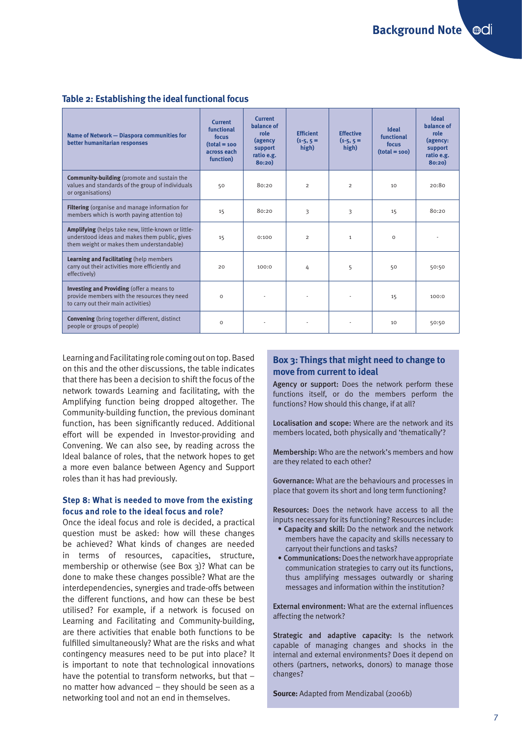**Table 2: Establishing the ideal functional focus**

| Name of Network — Diaspora communities for better humanitarian responses | Current functional focus (total = 100 across each function) | Current balance of role (agency support ratio e.g. 80:20) | Efficient (1-5, 5 = high) | Effective (1-5, 5 = high) | Ideal functional focus (total = 100) | Ideal balance of role (agency: support ratio e.g. 80:20) |
|---|---|---|---|---|---|---|
| **Community-building** (promote and sustain the values and standards of the group of individuals or organisations) | 50 | 80:20 | 2 | 2 | 10 | 20:80 |
| **Filtering** (organise and manage information for members which is worth paying attention to) | 15 | 80:20 | 3 | 3 | 15 | 80:20 |
| **Amplifying** (helps take new, little-known or little-understood ideas and makes them public, gives them weight or makes them understandable) | 15 | 0:100 | 2 | 1 | 0 | - |
| **Learning and Facilitating** (help members carry out their activities more efficiently and effectively) | 20 | 100:0 | 4 | 5 | 50 | 50:50 |
| **Investing and Providing** (offer a means to provide members with the resources they need to carry out their main activities) | 0 | - | - | - | 15 | 100:0 |
| **Convening** (bring together different, distinct people or groups of people) | 0 | - | - | - | 10 | 50:50 |

Learning and Facilitating role coming out on top. Based on this and the other discussions, the table indicates that there has been a decision to shift the focus of the network towards Learning and facilitating, with the Amplifying function being dropped altogether. The Community-building function, the previous dominant function, has been significantly reduced. Additional effort will be expended in Investor-providing and Convening. We can also see, by reading across the Ideal balance of roles, that the network hopes to get a more even balance between Agency and Support roles than it has had previously.

### Step 8: What is needed to move from the existing focus and role to the ideal focus and role?

Once the ideal focus and role is decided, a practical question must be asked: how will these changes be achieved? What kinds of changes are needed in terms of resources, capacities, structure, membership or otherwise (see Box 3)? What can be done to make these changes possible? What are the interdependencies, synergies and trade-offs between the different functions, and how can these be best utilised? For example, if a network is focused on Learning and Facilitating and Community-building, are there activities that enable both functions to be fulfilled simultaneously? What are the risks and what contingency measures need to be put into place? It is important to note that technological innovations have the potential to transform networks, but that – no matter how advanced – they should be seen as a networking tool and not an end in themselves.

### Box 3: Things that might need to change to move from current to ideal

**Agency or support:** Does the network perform these functions itself, or do the members perform the functions? How should this change, if at all?

**Localisation and scope:** Where are the network and its members located, both physically and 'thematically'?

**Membership:** Who are the network's members and how are they related to each other?

**Governance:** What are the behaviours and processes in place that govern its short and long term functioning?

**Resources:** Does the network have access to all the inputs necessary for its functioning? Resources include:

- **Capacity and skill:** Do the network and the network members have the capacity and skills necessary to carryout their functions and tasks?
- **Communications:** Does the network have appropriate communication strategies to carry out its functions, thus amplifying messages outwardly or sharing messages and information within the institution?

**External environment:** What are the external influences affecting the network?

**Strategic and adaptive capacity:** Is the network capable of managing changes and shocks in the internal and external environments? Does it depend on others (partners, networks, donors) to manage those changes?

**Source:** Adapted from Mendizabal (2006b)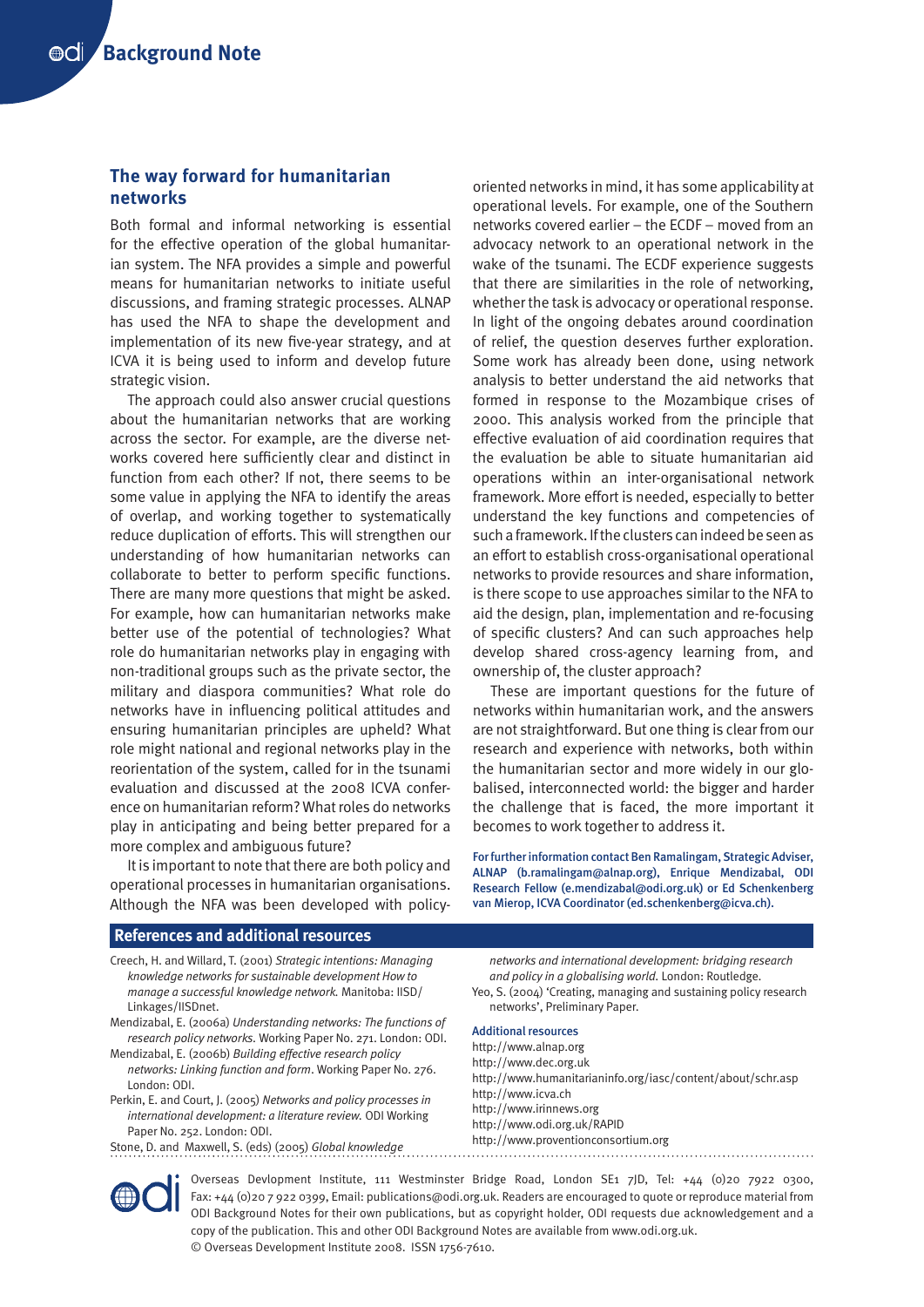## The way forward for humanitarian networks

Both formal and informal networking is essential for the effective operation of the global humanitarian system. The NFA provides a simple and powerful means for humanitarian networks to initiate useful discussions, and framing strategic processes. ALNAP has used the NFA to shape the development and implementation of its new five-year strategy, and at ICVA it is being used to inform and develop future strategic vision.

The approach could also answer crucial questions about the humanitarian networks that are working across the sector. For example, are the diverse networks covered here sufficiently clear and distinct in function from each other? If not, there seems to be some value in applying the NFA to identify the areas of overlap, and working together to systematically reduce duplication of efforts. This will strengthen our understanding of how humanitarian networks can collaborate to better to perform specific functions. There are many more questions that might be asked. For example, how can humanitarian networks make better use of the potential of technologies? What role do humanitarian networks play in engaging with non-traditional groups such as the private sector, the military and diaspora communities? What role do networks have in influencing political attitudes and ensuring humanitarian principles are upheld? What role might national and regional networks play in the reorientation of the system, called for in the tsunami evaluation and discussed at the 2008 ICVA conference on humanitarian reform? What roles do networks play in anticipating and being better prepared for a more complex and ambiguous future?

It is important to note that there are both policy and operational processes in humanitarian organisations. Although the NFA was been developed with policy-oriented networks in mind, it has some applicability at operational levels. For example, one of the Southern networks covered earlier – the ECDF – moved from an advocacy network to an operational network in the wake of the tsunami. The ECDF experience suggests that there are similarities in the role of networking, whether the task is advocacy or operational response. In light of the ongoing debates around coordination of relief, the question deserves further exploration. Some work has already been done, using network analysis to better understand the aid networks that formed in response to the Mozambique crises of 2000. This analysis worked from the principle that effective evaluation of aid coordination requires that the evaluation be able to situate humanitarian aid operations within an inter-organisational network framework. More effort is needed, especially to better understand the key functions and competencies of such a framework. If the clusters can indeed be seen as an effort to establish cross-organisational operational networks to provide resources and share information, is there scope to use approaches similar to the NFA to aid the design, plan, implementation and re-focusing of specific clusters? And can such approaches help develop shared cross-agency learning from, and ownership of, the cluster approach?

These are important questions for the future of networks within humanitarian work, and the answers are not straightforward. But one thing is clear from our research and experience with networks, both within the humanitarian sector and more widely in our globalised, interconnected world: the bigger and harder the challenge that is faced, the more important it becomes to work together to address it.

For further information contact Ben Ramalingam, Strategic Adviser, ALNAP (b.ramalingam@alnap.org), Enrique Mendizabal, ODI Research Fellow (e.mendizabal@odi.org.uk) or Ed Schenkenberg van Mierop, ICVA Coordinator (ed.schenkenberg@icva.ch).

## References and additional resources

Creech, H. and Willard, T. (2001) *Strategic intentions: Managing knowledge networks for sustainable development How to manage a successful knowledge network.* Manitoba: IISD/ Linkages/IISDnet.

Mendizabal, E. (2006a) *Understanding networks: The functions of research policy networks.* Working Paper No. 271. London: ODI.

Mendizabal, E. (2006b) *Building effective research policy networks: Linking function and form*. Working Paper No. 276. London: ODI.

Perkin, E. and Court, J. (2005) *Networks and policy processes in international development: a literature review.* ODI Working Paper No. 252. London: ODI.

Stone, D. and Maxwell, S. (eds) (2005) *Global knowledge networks and international development: bridging research and policy in a globalising world.* London: Routledge.

Yeo, S. (2004) 'Creating, managing and sustaining policy research networks', Preliminary Paper.

### Additional resources

http://www.alnap.org
http://www.dec.org.uk
http://www.humanitarianinfo.org/iasc/content/about/schr.asp
http://www.icva.ch
http://www.irinnews.org
http://www.odi.org.uk/RAPID
http://www.proventionconsortium.org

Overseas Devlopment Institute, 111 Westminster Bridge Road, London SE1 7JD, Tel: +44 (0)20 7922 0300, Fax: +44 (0)20 7 922 0399, Email: publications@odi.org.uk. Readers are encouraged to quote or reproduce material from ODI Background Notes for their own publications, but as copyright holder, ODI requests due acknowledgement and a copy of the publication. This and other ODI Background Notes are available from www.odi.org.uk.
© Overseas Development Institute 2008. ISSN 1756-7610.